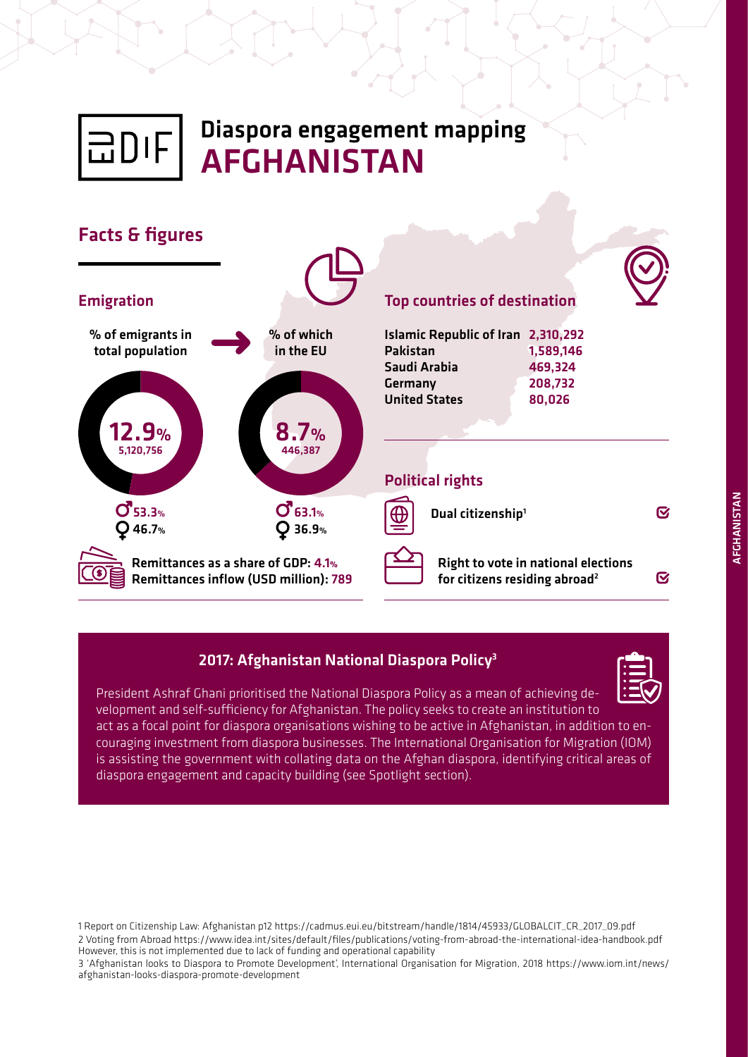# Diaspora engagement mapping
# AFGHANISTAN

## Facts & figures

### Emigration

**% of emigrants in total population**

**12.9%**
5,120,756

♂ 53.3%
♀ 46.7%

**% of which in the EU**

**8.7%**
446,387

♂ 63.1%
♀ 36.9%

Remittances as a share of GDP: 4.1%
Remittances inflow (USD million): 789

### Top countries of destination

| Country | Number |
|---|---|
| Islamic Republic of Iran | 2,310,292 |
| Pakistan | 1,589,146 |
| Saudi Arabia | 469,324 |
| Germany | 208,732 |
| United States | 80,026 |

### Political rights

- Dual citizenship[1] ✓
- Right to vote in national elections for citizens residing abroad[2] ✓

## 2017: Afghanistan National Diaspora Policy[3]

President Ashraf Ghani prioritised the National Diaspora Policy as a mean of achieving development and self-sufficiency for Afghanistan. The policy seeks to create an institution to act as a focal point for diaspora organisations wishing to be active in Afghanistan, in addition to encouraging investment from diaspora businesses. The International Organisation for Migration (IOM) is assisting the government with collating data on the Afghan diaspora, identifying critical areas of diaspora engagement and capacity building (see Spotlight section).

1 Report on Citizenship Law: Afghanistan p12 https://cadmus.eui.eu/bitstream/handle/1814/45933/GLOBALCIT_CR_2017_09.pdf

2 Voting from Abroad https://www.idea.int/sites/default/files/publications/voting-from-abroad-the-international-idea-handbook.pdf However, this is not implemented due to lack of funding and operational capability

3 'Afghanistan looks to Diaspora to Promote Development', International Organisation for Migration, 2018 https://www.iom.int/news/afghanistan-looks-diaspora-promote-development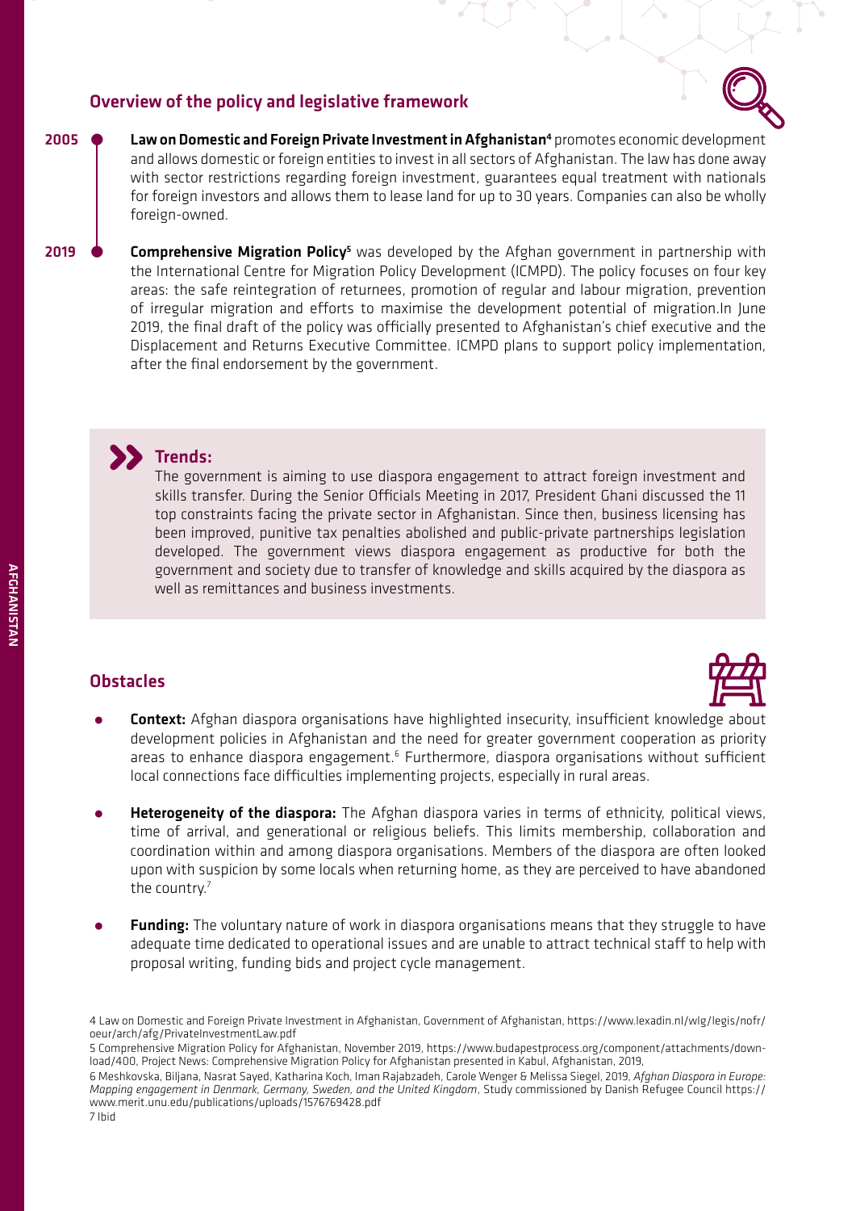## Overview of the policy and legislative framework

**2005** — **Law on Domestic and Foreign Private Investment in Afghanistan**[4] promotes economic development and allows domestic or foreign entities to invest in all sectors of Afghanistan. The law has done away with sector restrictions regarding foreign investment, guarantees equal treatment with nationals for foreign investors and allows them to lease land for up to 30 years. Companies can also be wholly foreign-owned.

**2019** — **Comprehensive Migration Policy**[5] was developed by the Afghan government in partnership with the International Centre for Migration Policy Development (ICMPD). The policy focuses on four key areas: the safe reintegration of returnees, promotion of regular and labour migration, prevention of irregular migration and efforts to maximise the development potential of migration.In June 2019, the final draft of the policy was officially presented to Afghanistan's chief executive and the Displacement and Returns Executive Committee. ICMPD plans to support policy implementation, after the final endorsement by the government.

### Trends:

The government is aiming to use diaspora engagement to attract foreign investment and skills transfer. During the Senior Officials Meeting in 2017, President Ghani discussed the 11 top constraints facing the private sector in Afghanistan. Since then, business licensing has been improved, punitive tax penalties abolished and public-private partnerships legislation developed. The government views diaspora engagement as productive for both the government and society due to transfer of knowledge and skills acquired by the diaspora as well as remittances and business investments.

## Obstacles

- **Context:** Afghan diaspora organisations have highlighted insecurity, insufficient knowledge about development policies in Afghanistan and the need for greater government cooperation as priority areas to enhance diaspora engagement.[6] Furthermore, diaspora organisations without sufficient local connections face difficulties implementing projects, especially in rural areas.
- **Heterogeneity of the diaspora:** The Afghan diaspora varies in terms of ethnicity, political views, time of arrival, and generational or religious beliefs. This limits membership, collaboration and coordination within and among diaspora organisations. Members of the diaspora are often looked upon with suspicion by some locals when returning home, as they are perceived to have abandoned the country.[7]
- **Funding:** The voluntary nature of work in diaspora organisations means that they struggle to have adequate time dedicated to operational issues and are unable to attract technical staff to help with proposal writing, funding bids and project cycle management.

4 Law on Domestic and Foreign Private Investment in Afghanistan, Government of Afghanistan, https://www.lexadin.nl/wlg/legis/nofr/oeur/arch/afg/PrivateInvestmentLaw.pdf

5 Comprehensive Migration Policy for Afghanistan, November 2019, https://www.budapestprocess.org/component/attachments/download/400, Project News: Comprehensive Migration Policy for Afghanistan presented in Kabul, Afghanistan, 2019,

6 Meshkovska, Biljana, Nasrat Sayed, Katharina Koch, Iman Rajabzadeh, Carole Wenger & Melissa Siegel, 2019, *Afghan Diaspora in Europe: Mapping engagement in Denmark, Germany, Sweden, and the United Kingdom*, Study commissioned by Danish Refugee Council https://www.merit.unu.edu/publications/uploads/1576769428.pdf

7 Ibid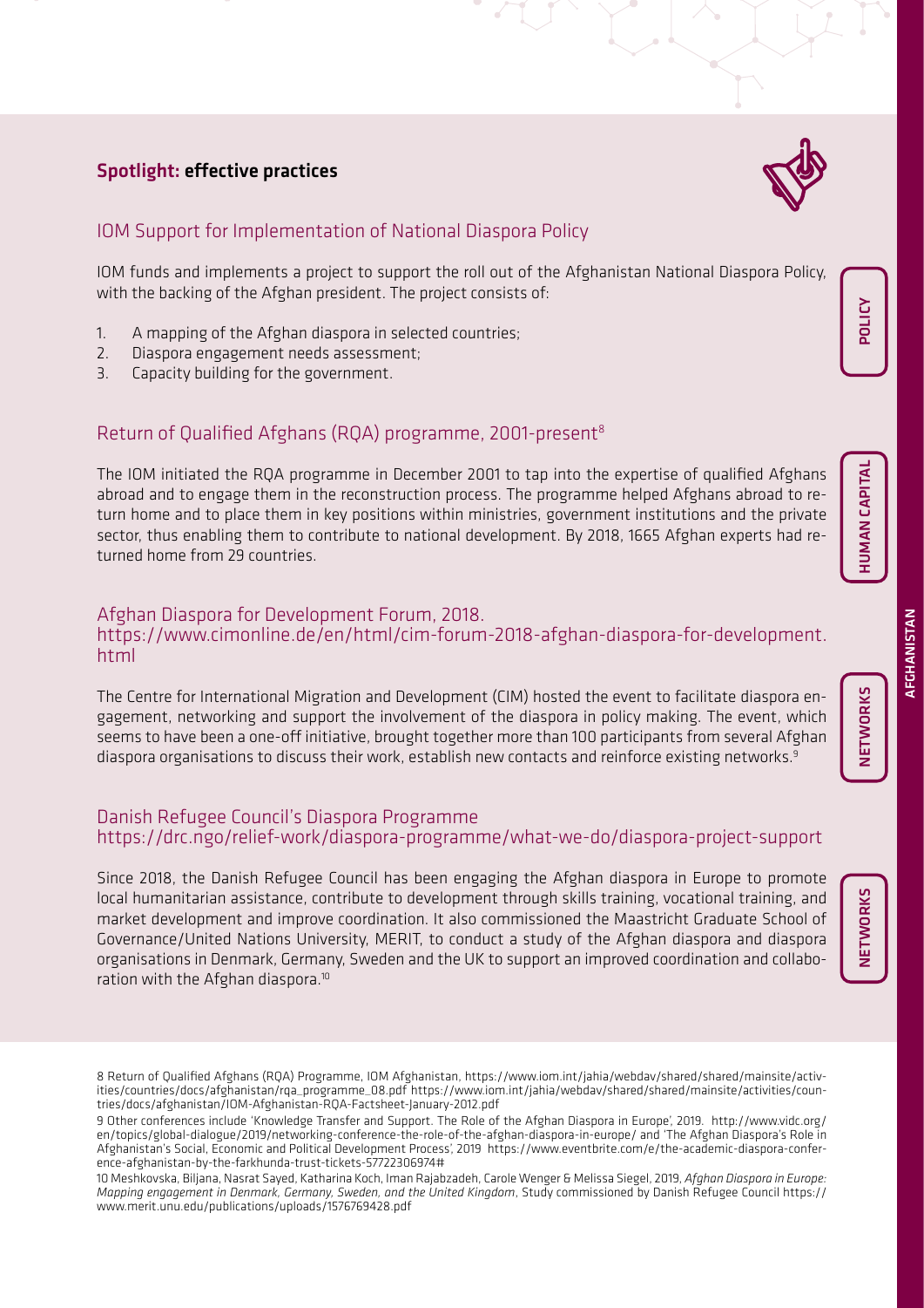## Spotlight: effective practices

### IOM Support for Implementation of National Diaspora Policy

IOM funds and implements a project to support the roll out of the Afghanistan National Diaspora Policy, with the backing of the Afghan president. The project consists of:

1. A mapping of the Afghan diaspora in selected countries;
2. Diaspora engagement needs assessment;
3. Capacity building for the government.

POLICY

### Return of Qualified Afghans (RQA) programme, 2001-present[8]

The IOM initiated the RQA programme in December 2001 to tap into the expertise of qualified Afghans abroad and to engage them in the reconstruction process. The programme helped Afghans abroad to return home and to place them in key positions within ministries, government institutions and the private sector, thus enabling them to contribute to national development. By 2018, 1665 Afghan experts had returned home from 29 countries.

HUMAN CAPITAL

### Afghan Diaspora for Development Forum, 2018. https://www.cimonline.de/en/html/cim-forum-2018-afghan-diaspora-for-development.html

The Centre for International Migration and Development (CIM) hosted the event to facilitate diaspora engagement, networking and support the involvement of the diaspora in policy making. The event, which seems to have been a one-off initiative, brought together more than 100 participants from several Afghan diaspora organisations to discuss their work, establish new contacts and reinforce existing networks.[9]

NETWORKS

### Danish Refugee Council's Diaspora Programme https://drc.ngo/relief-work/diaspora-programme/what-we-do/diaspora-project-support

Since 2018, the Danish Refugee Council has been engaging the Afghan diaspora in Europe to promote local humanitarian assistance, contribute to development through skills training, vocational training, and market development and improve coordination. It also commissioned the Maastricht Graduate School of Governance/United Nations University, MERIT, to conduct a study of the Afghan diaspora and diaspora organisations in Denmark, Germany, Sweden and the UK to support an improved coordination and collaboration with the Afghan diaspora.[10]

NETWORKS

---

8 Return of Qualified Afghans (RQA) Programme, IOM Afghanistan, https://www.iom.int/jahia/webdav/shared/shared/mainsite/activities/countries/docs/afghanistan/rqa_programme_08.pdf https://www.iom.int/jahia/webdav/shared/shared/mainsite/activities/countries/docs/afghanistan/IOM-Afghanistan-RQA-Factsheet-January-2012.pdf

9 Other conferences include 'Knowledge Transfer and Support. The Role of the Afghan Diaspora in Europe', 2019. http://www.vidc.org/en/topics/global-dialogue/2019/networking-conference-the-role-of-the-afghan-diaspora-in-europe/ and 'The Afghan Diaspora's Role in Afghanistan's Social, Economic and Political Development Process', 2019 https://www.eventbrite.com/e/the-academic-diaspora-conference-afghanistan-by-the-farkhunda-trust-tickets-57722306974#

10 Meshkovska, Biljana, Nasrat Sayed, Katharina Koch, Iman Rajabzadeh, Carole Wenger & Melissa Siegel, 2019, *Afghan Diaspora in Europe: Mapping engagement in Denmark, Germany, Sweden, and the United Kingdom*, Study commissioned by Danish Refugee Council https://www.merit.unu.edu/publications/uploads/1576769428.pdf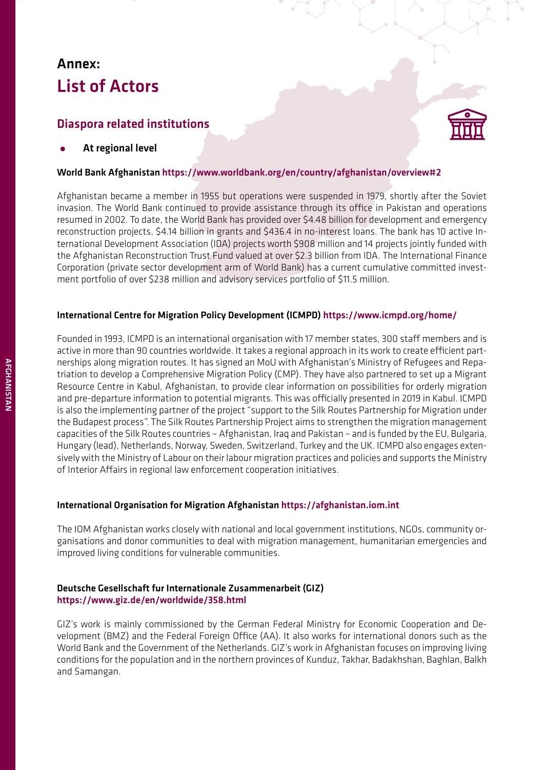# Annex:
# List of Actors

## Diaspora related institutions

- **At regional level**

**World Bank Afghanistan** https://www.worldbank.org/en/country/afghanistan/overview#2

Afghanistan became a member in 1955 but operations were suspended in 1979, shortly after the Soviet invasion. The World Bank continued to provide assistance through its office in Pakistan and operations resumed in 2002. To date, the World Bank has provided over $4.48 billion for development and emergency reconstruction projects, $4.14 billion in grants and $436.4 in no-interest loans. The bank has 10 active International Development Association (IDA) projects worth $908 million and 14 projects jointly funded with the Afghanistan Reconstruction Trust Fund valued at over $2.3 billion from IDA. The International Finance Corporation (private sector development arm of World Bank) has a current cumulative committed investment portfolio of over $238 million and advisory services portfolio of $11.5 million.

**International Centre for Migration Policy Development (ICMPD)** https://www.icmpd.org/home/

Founded in 1993, ICMPD is an international organisation with 17 member states, 300 staff members and is active in more than 90 countries worldwide. It takes a regional approach in its work to create efficient partnerships along migration routes. It has signed an MoU with Afghanistan's Ministry of Refugees and Repatriation to develop a Comprehensive Migration Policy (CMP). They have also partnered to set up a Migrant Resource Centre in Kabul, Afghanistan, to provide clear information on possibilities for orderly migration and pre-departure information to potential migrants. This was officially presented in 2019 in Kabul. ICMPD is also the implementing partner of the project "support to the Silk Routes Partnership for Migration under the Budapest process". The Silk Routes Partnership Project aims to strengthen the migration management capacities of the Silk Routes countries – Afghanistan, Iraq and Pakistan – and is funded by the EU, Bulgaria, Hungary (lead), Netherlands, Norway, Sweden, Switzerland, Turkey and the UK. ICMPD also engages extensively with the Ministry of Labour on their labour migration practices and policies and supports the Ministry of Interior Affairs in regional law enforcement cooperation initiatives.

**International Organisation for Migration Afghanistan** https://afghanistan.iom.int

The IOM Afghanistan works closely with national and local government institutions, NGOs, community organisations and donor communities to deal with migration management, humanitarian emergencies and improved living conditions for vulnerable communities.

**Deutsche Gesellschaft fur Internationale Zusammenarbeit (GIZ)**
https://www.giz.de/en/worldwide/358.html

GIZ's work is mainly commissioned by the German Federal Ministry for Economic Cooperation and Development (BMZ) and the Federal Foreign Office (AA). It also works for international donors such as the World Bank and the Government of the Netherlands. GIZ's work in Afghanistan focuses on improving living conditions for the population and in the northern provinces of Kunduz, Takhar, Badakhshan, Baghlan, Balkh and Samangan.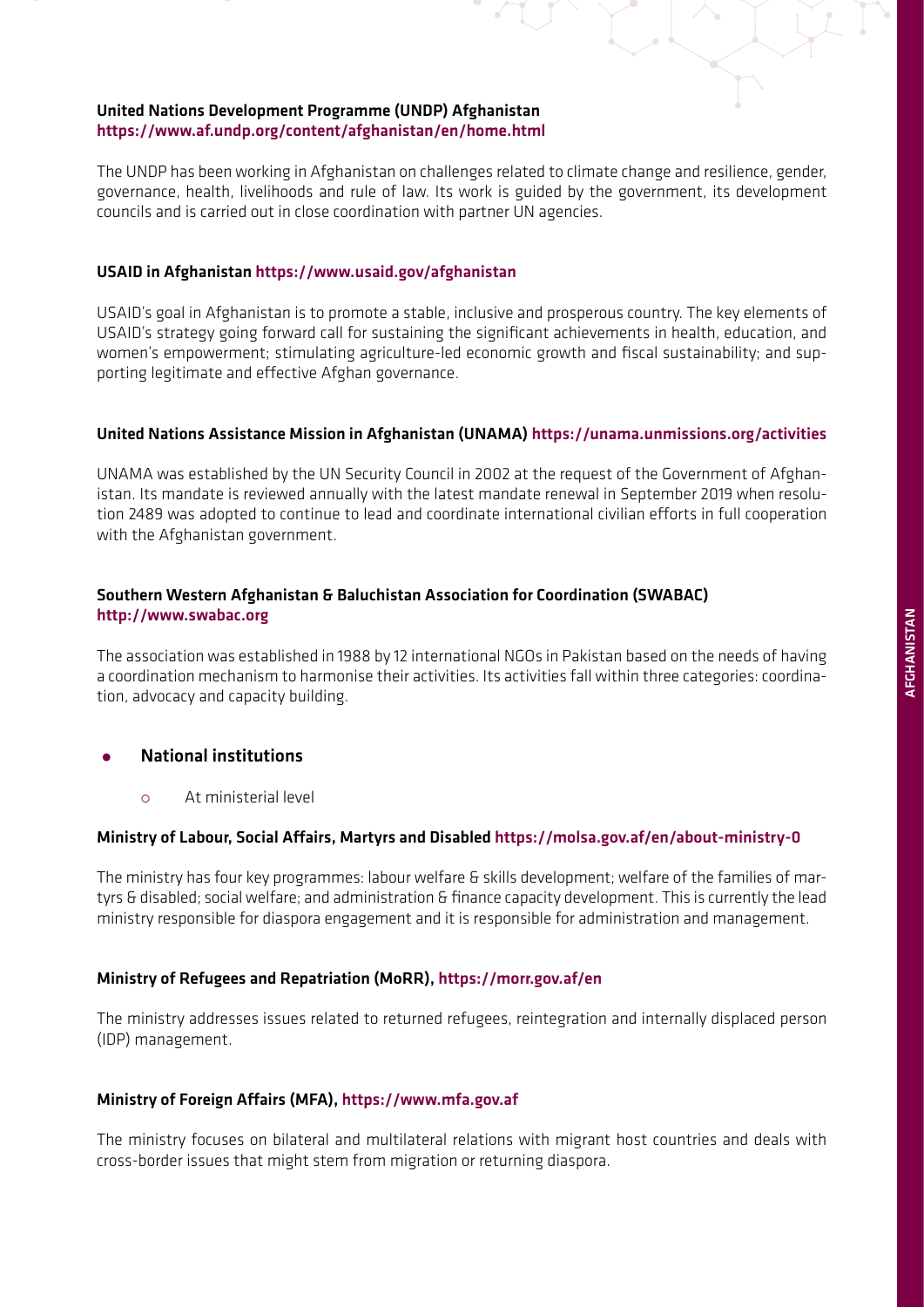**United Nations Development Programme (UNDP) Afghanistan**
https://www.af.undp.org/content/afghanistan/en/home.html

The UNDP has been working in Afghanistan on challenges related to climate change and resilience, gender, governance, health, livelihoods and rule of law. Its work is guided by the government, its development councils and is carried out in close coordination with partner UN agencies.

**USAID in Afghanistan** https://www.usaid.gov/afghanistan

USAID's goal in Afghanistan is to promote a stable, inclusive and prosperous country. The key elements of USAID's strategy going forward call for sustaining the significant achievements in health, education, and women's empowerment; stimulating agriculture-led economic growth and fiscal sustainability; and supporting legitimate and effective Afghan governance.

**United Nations Assistance Mission in Afghanistan (UNAMA)** https://unama.unmissions.org/activities

UNAMA was established by the UN Security Council in 2002 at the request of the Government of Afghanistan. Its mandate is reviewed annually with the latest mandate renewal in September 2019 when resolution 2489 was adopted to continue to lead and coordinate international civilian efforts in full cooperation with the Afghanistan government.

**Southern Western Afghanistan & Baluchistan Association for Coordination (SWABAC)**
http://www.swabac.org

The association was established in 1988 by 12 international NGOs in Pakistan based on the needs of having a coordination mechanism to harmonise their activities. Its activities fall within three categories: coordination, advocacy and capacity building.

- **National institutions**
    - At ministerial level

**Ministry of Labour, Social Affairs, Martyrs and Disabled** https://molsa.gov.af/en/about-ministry-0

The ministry has four key programmes: labour welfare & skills development; welfare of the families of martyrs & disabled; social welfare; and administration & finance capacity development. This is currently the lead ministry responsible for diaspora engagement and it is responsible for administration and management.

**Ministry of Refugees and Repatriation (MoRR),** https://morr.gov.af/en

The ministry addresses issues related to returned refugees, reintegration and internally displaced person (IDP) management.

**Ministry of Foreign Affairs (MFA),** https://www.mfa.gov.af

The ministry focuses on bilateral and multilateral relations with migrant host countries and deals with cross-border issues that might stem from migration or returning diaspora.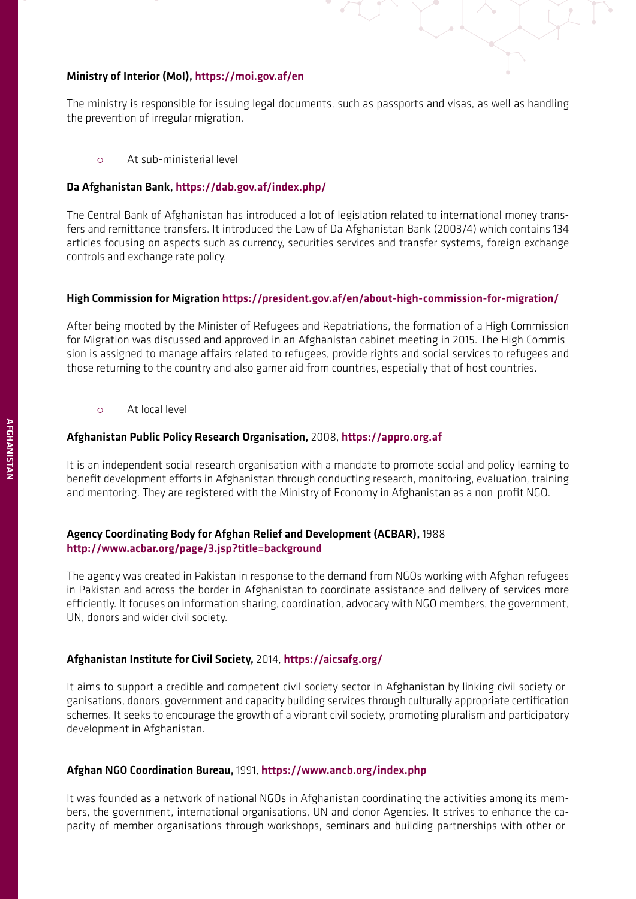**Ministry of Interior (MoI), https://moi.gov.af/en**

The ministry is responsible for issuing legal documents, such as passports and visas, as well as handling the prevention of irregular migration.

- At sub-ministerial level

**Da Afghanistan Bank, https://dab.gov.af/index.php/**

The Central Bank of Afghanistan has introduced a lot of legislation related to international money transfers and remittance transfers. It introduced the Law of Da Afghanistan Bank (2003/4) which contains 134 articles focusing on aspects such as currency, securities services and transfer systems, foreign exchange controls and exchange rate policy.

**High Commission for Migration https://president.gov.af/en/about-high-commission-for-migration/**

After being mooted by the Minister of Refugees and Repatriations, the formation of a High Commission for Migration was discussed and approved in an Afghanistan cabinet meeting in 2015. The High Commission is assigned to manage affairs related to refugees, provide rights and social services to refugees and those returning to the country and also garner aid from countries, especially that of host countries.

- At local level

**Afghanistan Public Policy Research Organisation,** 2008, **https://appro.org.af**

It is an independent social research organisation with a mandate to promote social and policy learning to benefit development efforts in Afghanistan through conducting research, monitoring, evaluation, training and mentoring. They are registered with the Ministry of Economy in Afghanistan as a non-profit NGO.

**Agency Coordinating Body for Afghan Relief and Development (ACBAR),** 1988
**http://www.acbar.org/page/3.jsp?title=background**

The agency was created in Pakistan in response to the demand from NGOs working with Afghan refugees in Pakistan and across the border in Afghanistan to coordinate assistance and delivery of services more efficiently. It focuses on information sharing, coordination, advocacy with NGO members, the government, UN, donors and wider civil society.

**Afghanistan Institute for Civil Society,** 2014, **https://aicsafg.org/**

It aims to support a credible and competent civil society sector in Afghanistan by linking civil society organisations, donors, government and capacity building services through culturally appropriate certification schemes. It seeks to encourage the growth of a vibrant civil society, promoting pluralism and participatory development in Afghanistan.

**Afghan NGO Coordination Bureau,** 1991, **https://www.ancb.org/index.php**

It was founded as a network of national NGOs in Afghanistan coordinating the activities among its members, the government, international organisations, UN and donor Agencies. It strives to enhance the capacity of member organisations through workshops, seminars and building partnerships with other or-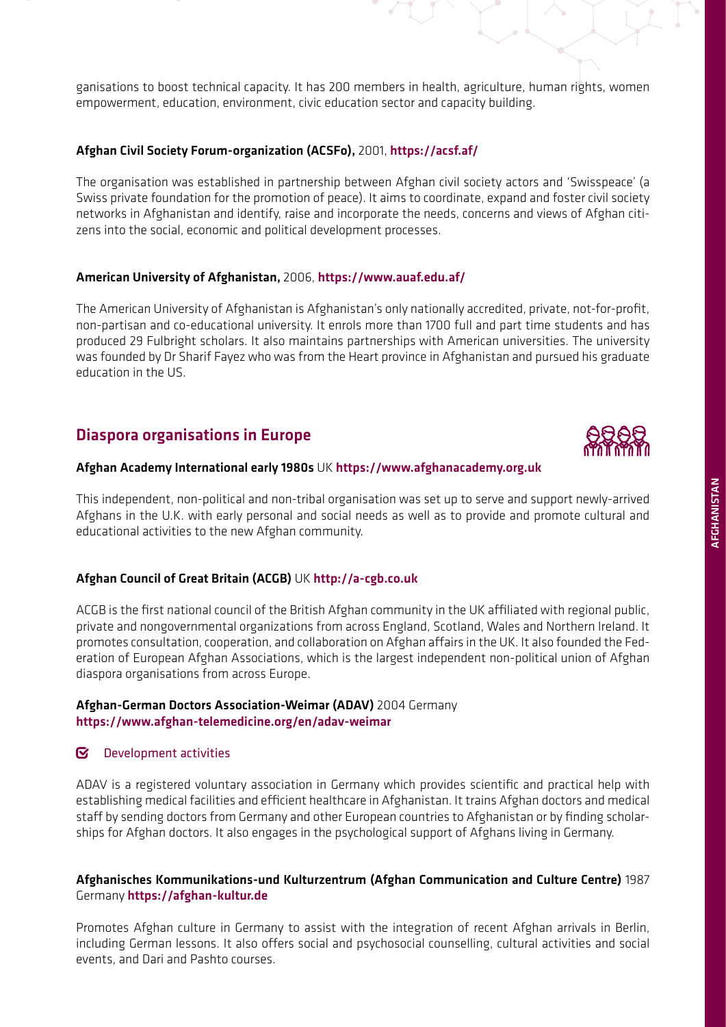ganisations to boost technical capacity. It has 200 members in health, agriculture, human rights, women empowerment, education, environment, civic education sector and capacity building.

**Afghan Civil Society Forum-organization (ACSFo),** 2001, **https://acsf.af/**

The organisation was established in partnership between Afghan civil society actors and 'Swisspeace' (a Swiss private foundation for the promotion of peace). It aims to coordinate, expand and foster civil society networks in Afghanistan and identify, raise and incorporate the needs, concerns and views of Afghan citizens into the social, economic and political development processes.

**American University of Afghanistan,** 2006, **https://www.auaf.edu.af/**

The American University of Afghanistan is Afghanistan's only nationally accredited, private, not-for-profit, non-partisan and co-educational university. It enrols more than 1700 full and part time students and has produced 29 Fulbright scholars. It also maintains partnerships with American universities. The university was founded by Dr Sharif Fayez who was from the Heart province in Afghanistan and pursued his graduate education in the US.

## Diaspora organisations in Europe

**Afghan Academy International early 1980s** UK **https://www.afghanacademy.org.uk**

This independent, non-political and non-tribal organisation was set up to serve and support newly-arrived Afghans in the U.K. with early personal and social needs as well as to provide and promote cultural and educational activities to the new Afghan community.

**Afghan Council of Great Britain (ACGB)** UK **http://a-cgb.co.uk**

ACGB is the first national council of the British Afghan community in the UK affiliated with regional public, private and nongovernmental organizations from across England, Scotland, Wales and Northern Ireland. It promotes consultation, cooperation, and collaboration on Afghan affairs in the UK. It also founded the Federation of European Afghan Associations, which is the largest independent non-political union of Afghan diaspora organisations from across Europe.

**Afghan-German Doctors Association-Weimar (ADAV)** 2004 Germany
**https://www.afghan-telemedicine.org/en/adav-weimar**

Development activities

ADAV is a registered voluntary association in Germany which provides scientific and practical help with establishing medical facilities and efficient healthcare in Afghanistan. It trains Afghan doctors and medical staff by sending doctors from Germany and other European countries to Afghanistan or by finding scholarships for Afghan doctors. It also engages in the psychological support of Afghans living in Germany.

**Afghanisches Kommunikations-und Kulturzentrum (Afghan Communication and Culture Centre)** 1987 Germany **https://afghan-kultur.de**

Promotes Afghan culture in Germany to assist with the integration of recent Afghan arrivals in Berlin, including German lessons. It also offers social and psychosocial counselling, cultural activities and social events, and Dari and Pashto courses.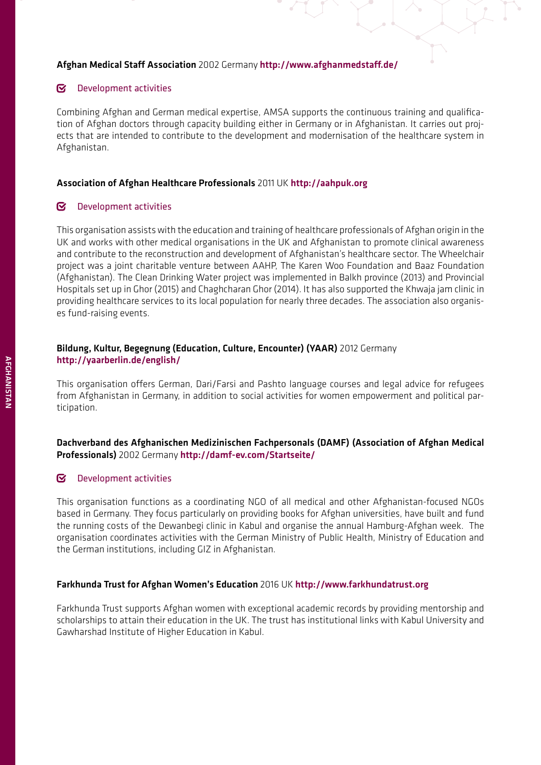**Afghan Medical Staff Association** 2002 Germany **http://www.afghanmedstaff.de/**

☑ Development activities

Combining Afghan and German medical expertise, AMSA supports the continuous training and qualification of Afghan doctors through capacity building either in Germany or in Afghanistan. It carries out projects that are intended to contribute to the development and modernisation of the healthcare system in Afghanistan.

**Association of Afghan Healthcare Professionals** 2011 UK **http://aahpuk.org**

☑ Development activities

This organisation assists with the education and training of healthcare professionals of Afghan origin in the UK and works with other medical organisations in the UK and Afghanistan to promote clinical awareness and contribute to the reconstruction and development of Afghanistan's healthcare sector. The Wheelchair project was a joint charitable venture between AAHP, The Karen Woo Foundation and Baaz Foundation (Afghanistan). The Clean Drinking Water project was implemented in Balkh province (2013) and Provincial Hospitals set up in Ghor (2015) and Chaghcharan Ghor (2014). It has also supported the Khwaja jam clinic in providing healthcare services to its local population for nearly three decades. The association also organises fund-raising events.

**Bildung, Kultur, Begegnung (Education, Culture, Encounter) (YAAR)** 2012 Germany
**http://yaarberlin.de/english/**

This organisation offers German, Dari/Farsi and Pashto language courses and legal advice for refugees from Afghanistan in Germany, in addition to social activities for women empowerment and political participation.

**Dachverband des Afghanischen Medizinischen Fachpersonals (DAMF) (Association of Afghan Medical Professionals)** 2002 Germany **http://damf-ev.com/Startseite/**

☑ Development activities

This organisation functions as a coordinating NGO of all medical and other Afghanistan-focused NGOs based in Germany. They focus particularly on providing books for Afghan universities, have built and fund the running costs of the Dewanbegi clinic in Kabul and organise the annual Hamburg-Afghan week. The organisation coordinates activities with the German Ministry of Public Health, Ministry of Education and the German institutions, including GIZ in Afghanistan.

**Farkhunda Trust for Afghan Women's Education** 2016 UK **http://www.farkhundatrust.org**

Farkhunda Trust supports Afghan women with exceptional academic records by providing mentorship and scholarships to attain their education in the UK. The trust has institutional links with Kabul University and Gawharshad Institute of Higher Education in Kabul.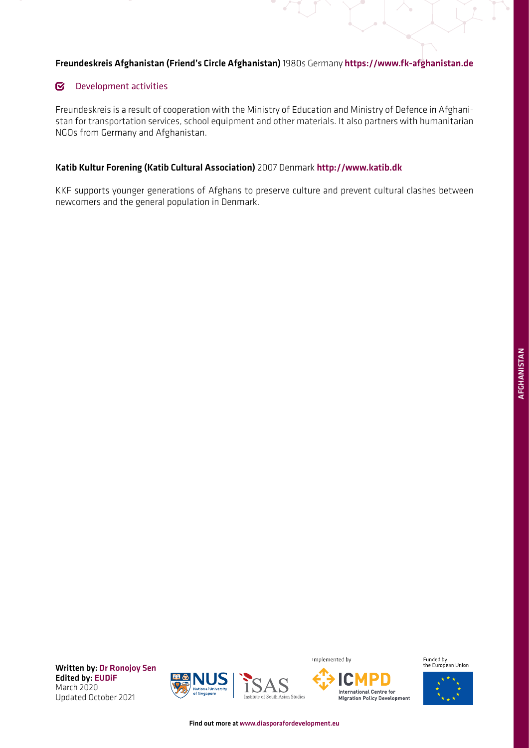**Freundeskreis Afghanistan (Friend's Circle Afghanistan)** 1980s Germany **https://www.fk-afghanistan.de**

Development activities

Freundeskreis is a result of cooperation with the Ministry of Education and Ministry of Defence in Afghanistan for transportation services, school equipment and other materials. It also partners with humanitarian NGOs from Germany and Afghanistan.

**Katib Kultur Forening (Katib Cultural Association)** 2007 Denmark **http://www.katib.dk**

KKF supports younger generations of Afghans to preserve culture and prevent cultural clashes between newcomers and the general population in Denmark.

**Written by:** Dr Ronojoy Sen
**Edited by:** EUDiF
March 2020
Updated October 2021

Implemented by

Funded by the European Union

**Find out more at** www.diasporafordevelopment.eu